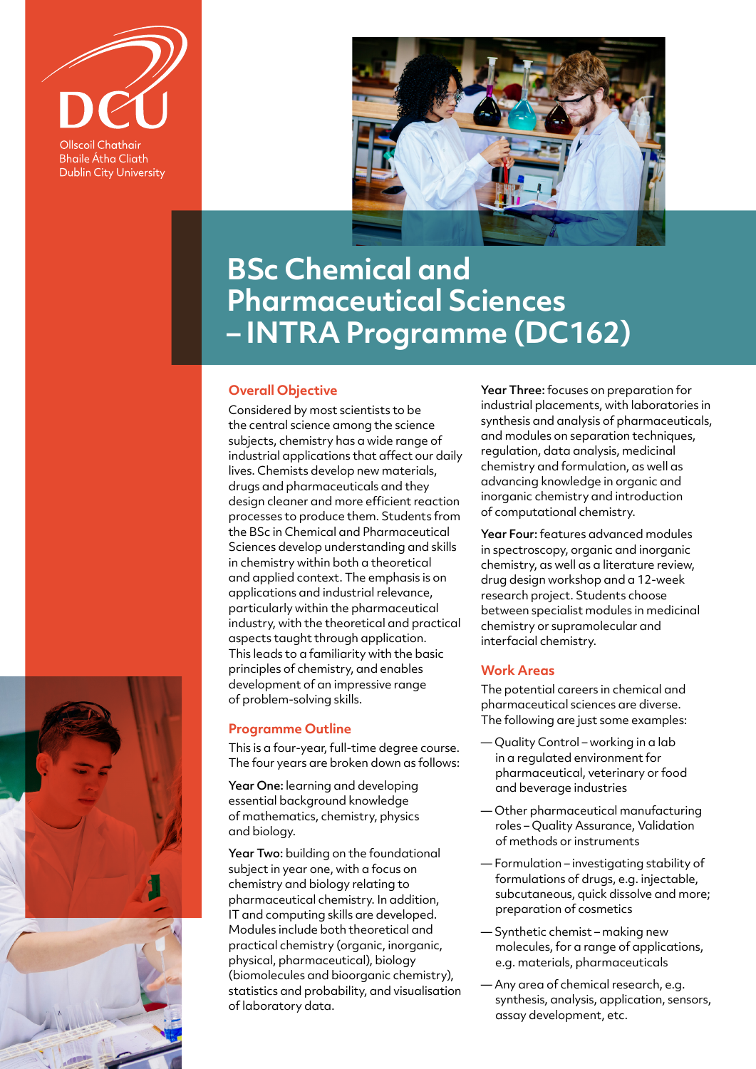Ollscoil Chathair
Bhaile Átha Cliath
Dublin City University

# BSc Chemical and Pharmaceutical Sciences – INTRA Programme (DC162)

## Overall Objective

Considered by most scientists to be the central science among the science subjects, chemistry has a wide range of industrial applications that affect our daily lives. Chemists develop new materials, drugs and pharmaceuticals and they design cleaner and more efficient reaction processes to produce them. Students from the BSc in Chemical and Pharmaceutical Sciences develop understanding and skills in chemistry within both a theoretical and applied context. The emphasis is on applications and industrial relevance, particularly within the pharmaceutical industry, with the theoretical and practical aspects taught through application. This leads to a familiarity with the basic principles of chemistry, and enables development of an impressive range of problem-solving skills.

## Programme Outline

This is a four-year, full-time degree course. The four years are broken down as follows:

**Year One:** learning and developing essential background knowledge of mathematics, chemistry, physics and biology.

**Year Two:** building on the foundational subject in year one, with a focus on chemistry and biology relating to pharmaceutical chemistry. In addition, IT and computing skills are developed. Modules include both theoretical and practical chemistry (organic, inorganic, physical, pharmaceutical), biology (biomolecules and bioorganic chemistry), statistics and probability, and visualisation of laboratory data.

**Year Three:** focuses on preparation for industrial placements, with laboratories in synthesis and analysis of pharmaceuticals, and modules on separation techniques, regulation, data analysis, medicinal chemistry and formulation, as well as advancing knowledge in organic and inorganic chemistry and introduction of computational chemistry.

**Year Four:** features advanced modules in spectroscopy, organic and inorganic chemistry, as well as a literature review, drug design workshop and a 12-week research project. Students choose between specialist modules in medicinal chemistry or supramolecular and interfacial chemistry.

## Work Areas

The potential careers in chemical and pharmaceutical sciences are diverse. The following are just some examples:

- Quality Control – working in a lab in a regulated environment for pharmaceutical, veterinary or food and beverage industries
- Other pharmaceutical manufacturing roles – Quality Assurance, Validation of methods or instruments
- Formulation – investigating stability of formulations of drugs, e.g. injectable, subcutaneous, quick dissolve and more; preparation of cosmetics
- Synthetic chemist – making new molecules, for a range of applications, e.g. materials, pharmaceuticals
- Any area of chemical research, e.g. synthesis, analysis, application, sensors, assay development, etc.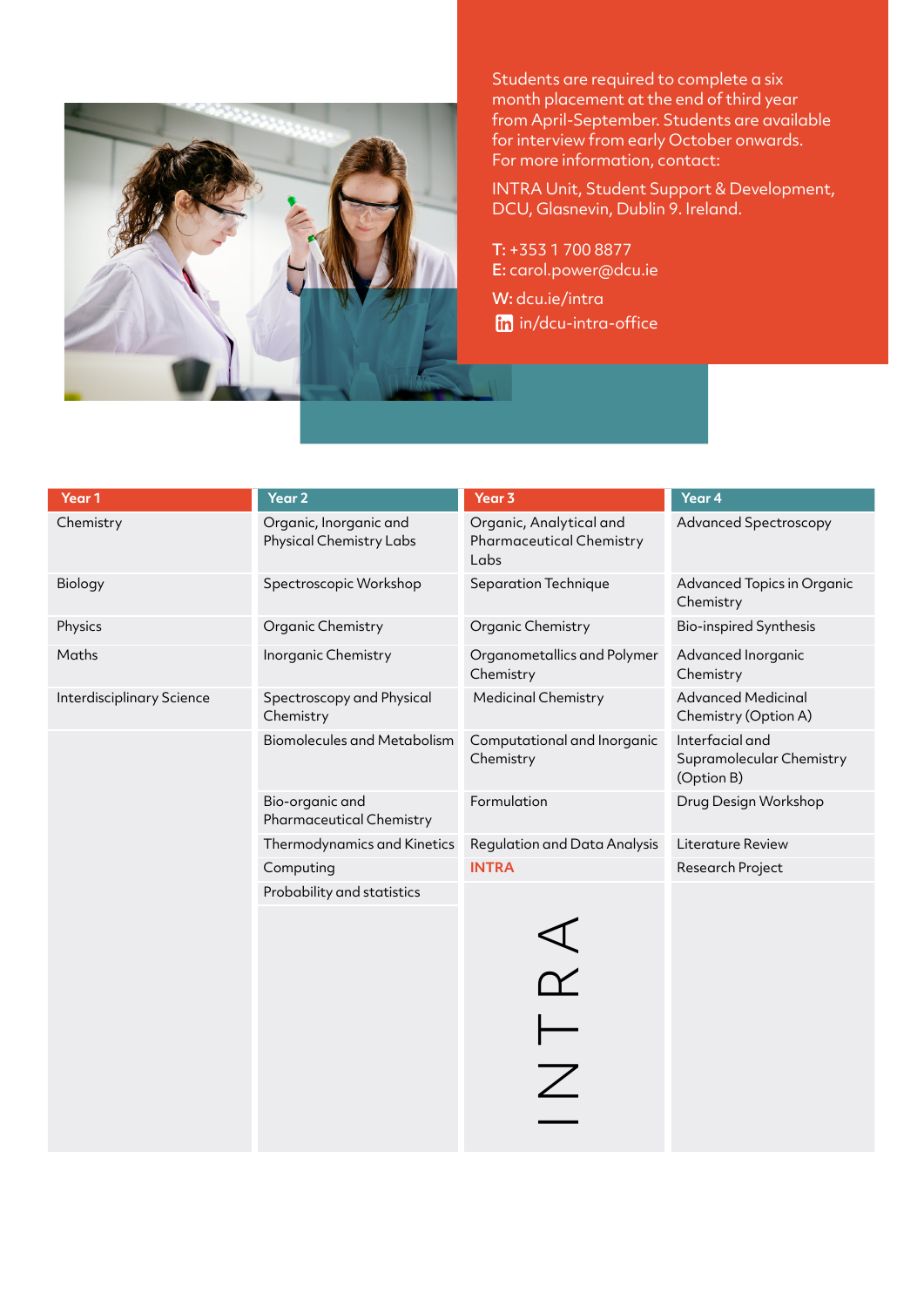Students are required to complete a six month placement at the end of third year from April-September. Students are available for interview from early October onwards. For more information, contact:

INTRA Unit, Student Support & Development, DCU, Glasnevin, Dublin 9. Ireland.

**T:** +353 1 700 8877
**E:** carol.power@dcu.ie

**W:** dcu.ie/intra
in/dcu-intra-office

| Year 1 | Year 2 | Year 3 | Year 4 |
|---|---|---|---|
| Chemistry | Organic, Inorganic and Physical Chemistry Labs | Organic, Analytical and Pharmaceutical Chemistry Labs | Advanced Spectroscopy |
| Biology | Spectroscopic Workshop | Separation Technique | Advanced Topics in Organic Chemistry |
| Physics | Organic Chemistry | Organic Chemistry | Bio-inspired Synthesis |
| Maths | Inorganic Chemistry | Organometallics and Polymer Chemistry | Advanced Inorganic Chemistry |
| Interdisciplinary Science | Spectroscopy and Physical Chemistry | Medicinal Chemistry | Advanced Medicinal Chemistry (Option A) |
| | Biomolecules and Metabolism | Computational and Inorganic Chemistry | Interfacial and Supramolecular Chemistry (Option B) |
| | Bio-organic and Pharmaceutical Chemistry | Formulation | Drug Design Workshop |
| | Thermodynamics and Kinetics | Regulation and Data Analysis | Literature Review |
| | Computing | **INTRA** | Research Project |
| | Probability and statistics | INTRA | |